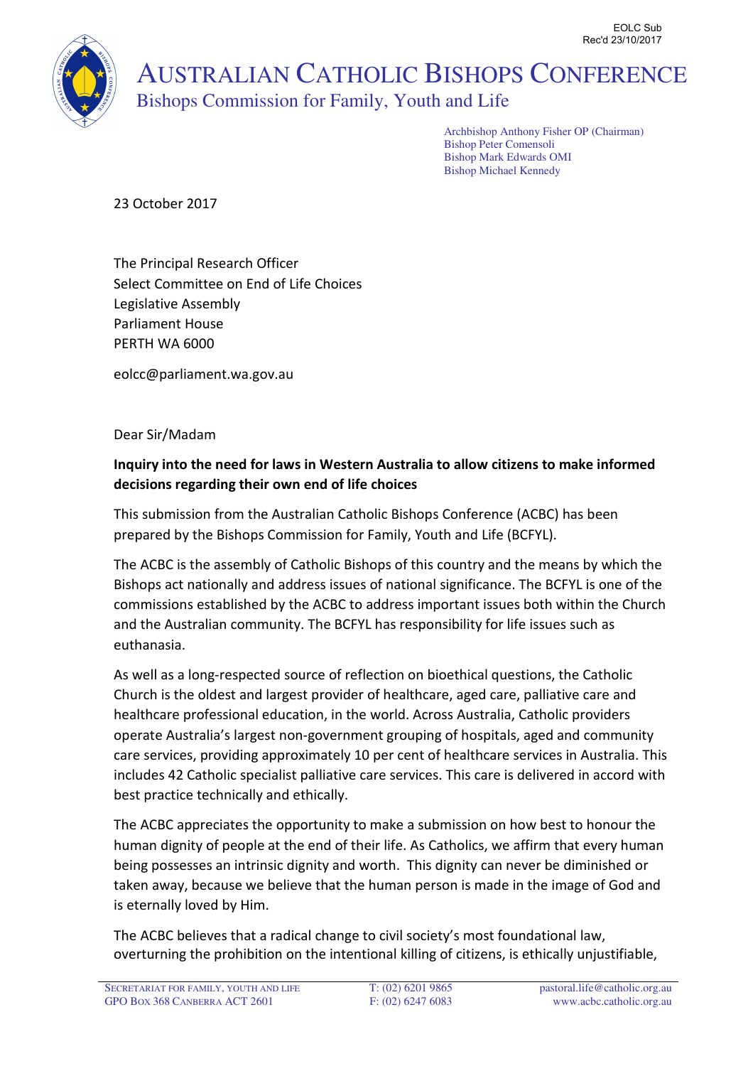EOLC Sub
Rec'd 23/10/2017

# AUSTRALIAN CATHOLIC BISHOPS CONFERENCE

## Bishops Commission for Family, Youth and Life

Archbishop Anthony Fisher OP (Chairman)
Bishop Peter Comensoli
Bishop Mark Edwards OMI
Bishop Michael Kennedy

23 October 2017

The Principal Research Officer
Select Committee on End of Life Choices
Legislative Assembly
Parliament House
PERTH WA 6000

eolcc@parliament.wa.gov.au

Dear Sir/Madam

**Inquiry into the need for laws in Western Australia to allow citizens to make informed decisions regarding their own end of life choices**

This submission from the Australian Catholic Bishops Conference (ACBC) has been prepared by the Bishops Commission for Family, Youth and Life (BCFYL).

The ACBC is the assembly of Catholic Bishops of this country and the means by which the Bishops act nationally and address issues of national significance. The BCFYL is one of the commissions established by the ACBC to address important issues both within the Church and the Australian community. The BCFYL has responsibility for life issues such as euthanasia.

As well as a long-respected source of reflection on bioethical questions, the Catholic Church is the oldest and largest provider of healthcare, aged care, palliative care and healthcare professional education, in the world. Across Australia, Catholic providers operate Australia's largest non-government grouping of hospitals, aged and community care services, providing approximately 10 per cent of healthcare services in Australia. This includes 42 Catholic specialist palliative care services. This care is delivered in accord with best practice technically and ethically.

The ACBC appreciates the opportunity to make a submission on how best to honour the human dignity of people at the end of their life. As Catholics, we affirm that every human being possesses an intrinsic dignity and worth. This dignity can never be diminished or taken away, because we believe that the human person is made in the image of God and is eternally loved by Him.

The ACBC believes that a radical change to civil society's most foundational law, overturning the prohibition on the intentional killing of citizens, is ethically unjustifiable,

SECRETARIAT FOR FAMILY, YOUTH AND LIFE
GPO BOX 368 CANBERRA ACT 2601
T: (02) 6201 9865
F: (02) 6247 6083
pastoral.life@catholic.org.au
www.acbc.catholic.org.au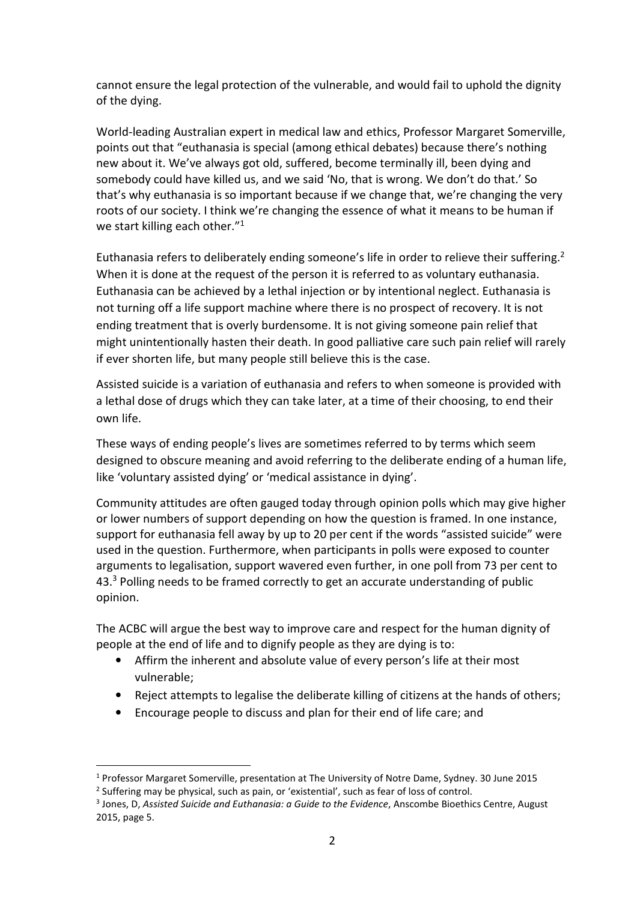cannot ensure the legal protection of the vulnerable, and would fail to uphold the dignity of the dying.

World-leading Australian expert in medical law and ethics, Professor Margaret Somerville, points out that "euthanasia is special (among ethical debates) because there's nothing new about it. We've always got old, suffered, become terminally ill, been dying and somebody could have killed us, and we said 'No, that is wrong. We don't do that.' So that's why euthanasia is so important because if we change that, we're changing the very roots of our society. I think we're changing the essence of what it means to be human if we start killing each other."[1]

Euthanasia refers to deliberately ending someone's life in order to relieve their suffering.[2] When it is done at the request of the person it is referred to as voluntary euthanasia. Euthanasia can be achieved by a lethal injection or by intentional neglect. Euthanasia is not turning off a life support machine where there is no prospect of recovery. It is not ending treatment that is overly burdensome. It is not giving someone pain relief that might unintentionally hasten their death. In good palliative care such pain relief will rarely if ever shorten life, but many people still believe this is the case.

Assisted suicide is a variation of euthanasia and refers to when someone is provided with a lethal dose of drugs which they can take later, at a time of their choosing, to end their own life.

These ways of ending people's lives are sometimes referred to by terms which seem designed to obscure meaning and avoid referring to the deliberate ending of a human life, like 'voluntary assisted dying' or 'medical assistance in dying'.

Community attitudes are often gauged today through opinion polls which may give higher or lower numbers of support depending on how the question is framed. In one instance, support for euthanasia fell away by up to 20 per cent if the words "assisted suicide" were used in the question. Furthermore, when participants in polls were exposed to counter arguments to legalisation, support wavered even further, in one poll from 73 per cent to 43.[3] Polling needs to be framed correctly to get an accurate understanding of public opinion.

The ACBC will argue the best way to improve care and respect for the human dignity of people at the end of life and to dignify people as they are dying is to:

- Affirm the inherent and absolute value of every person's life at their most vulnerable;
- Reject attempts to legalise the deliberate killing of citizens at the hands of others;
- Encourage people to discuss and plan for their end of life care; and

---

[1] Professor Margaret Somerville, presentation at The University of Notre Dame, Sydney. 30 June 2015

[2] Suffering may be physical, such as pain, or 'existential', such as fear of loss of control.

[3] Jones, D, *Assisted Suicide and Euthanasia: a Guide to the Evidence*, Anscombe Bioethics Centre, August 2015, page 5.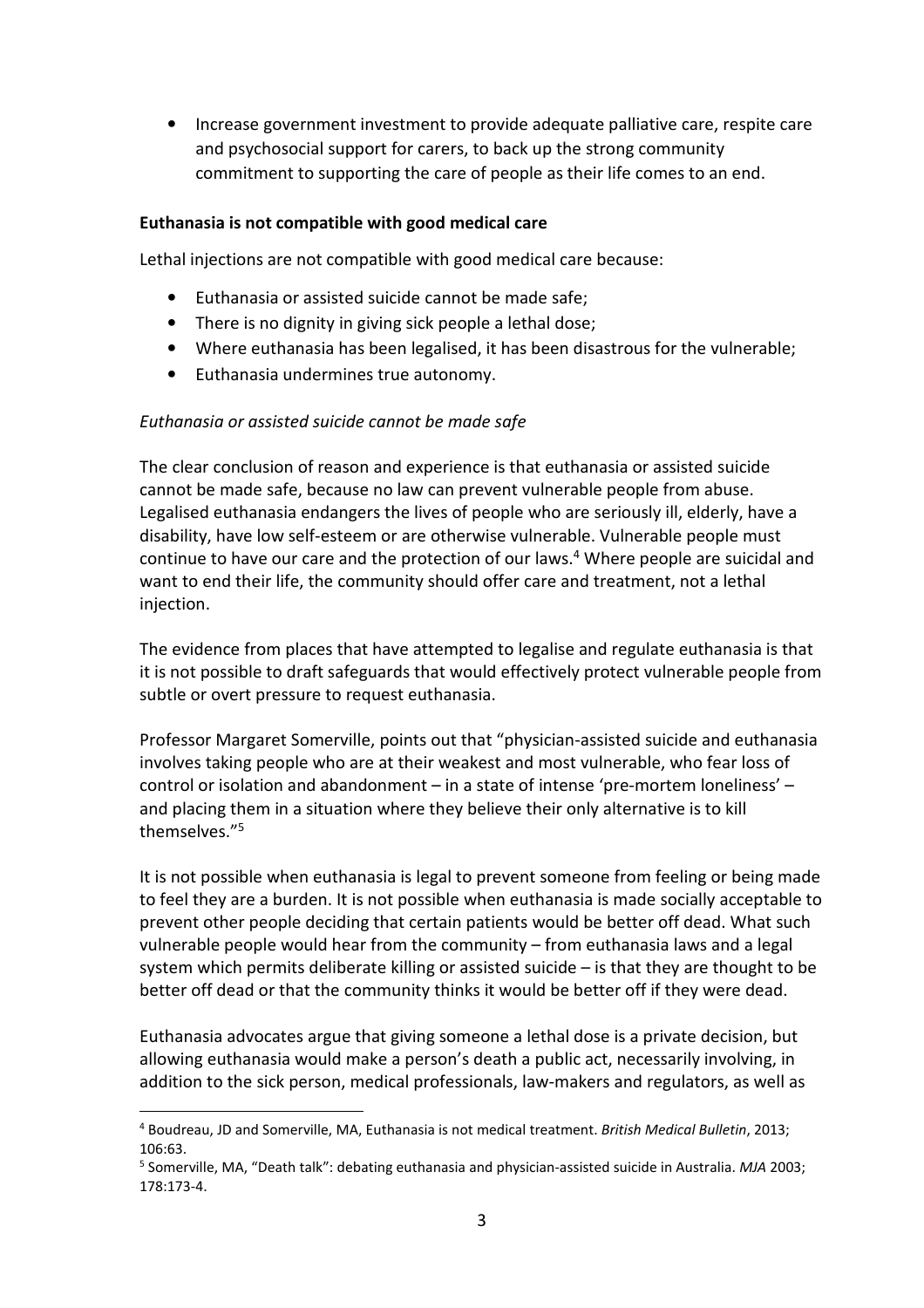- Increase government investment to provide adequate palliative care, respite care and psychosocial support for carers, to back up the strong community commitment to supporting the care of people as their life comes to an end.

**Euthanasia is not compatible with good medical care**

Lethal injections are not compatible with good medical care because:

- Euthanasia or assisted suicide cannot be made safe;
- There is no dignity in giving sick people a lethal dose;
- Where euthanasia has been legalised, it has been disastrous for the vulnerable;
- Euthanasia undermines true autonomy.

*Euthanasia or assisted suicide cannot be made safe*

The clear conclusion of reason and experience is that euthanasia or assisted suicide cannot be made safe, because no law can prevent vulnerable people from abuse. Legalised euthanasia endangers the lives of people who are seriously ill, elderly, have a disability, have low self-esteem or are otherwise vulnerable. Vulnerable people must continue to have our care and the protection of our laws.[4] Where people are suicidal and want to end their life, the community should offer care and treatment, not a lethal injection.

The evidence from places that have attempted to legalise and regulate euthanasia is that it is not possible to draft safeguards that would effectively protect vulnerable people from subtle or overt pressure to request euthanasia.

Professor Margaret Somerville, points out that "physician-assisted suicide and euthanasia involves taking people who are at their weakest and most vulnerable, who fear loss of control or isolation and abandonment – in a state of intense 'pre-mortem loneliness' – and placing them in a situation where they believe their only alternative is to kill themselves."[5]

It is not possible when euthanasia is legal to prevent someone from feeling or being made to feel they are a burden. It is not possible when euthanasia is made socially acceptable to prevent other people deciding that certain patients would be better off dead. What such vulnerable people would hear from the community – from euthanasia laws and a legal system which permits deliberate killing or assisted suicide – is that they are thought to be better off dead or that the community thinks it would be better off if they were dead.

Euthanasia advocates argue that giving someone a lethal dose is a private decision, but allowing euthanasia would make a person's death a public act, necessarily involving, in addition to the sick person, medical professionals, law-makers and regulators, as well as

---

[4] Boudreau, JD and Somerville, MA, Euthanasia is not medical treatment. *British Medical Bulletin*, 2013; 106:63.

[5] Somerville, MA, "Death talk": debating euthanasia and physician-assisted suicide in Australia. *MJA* 2003; 178:173-4.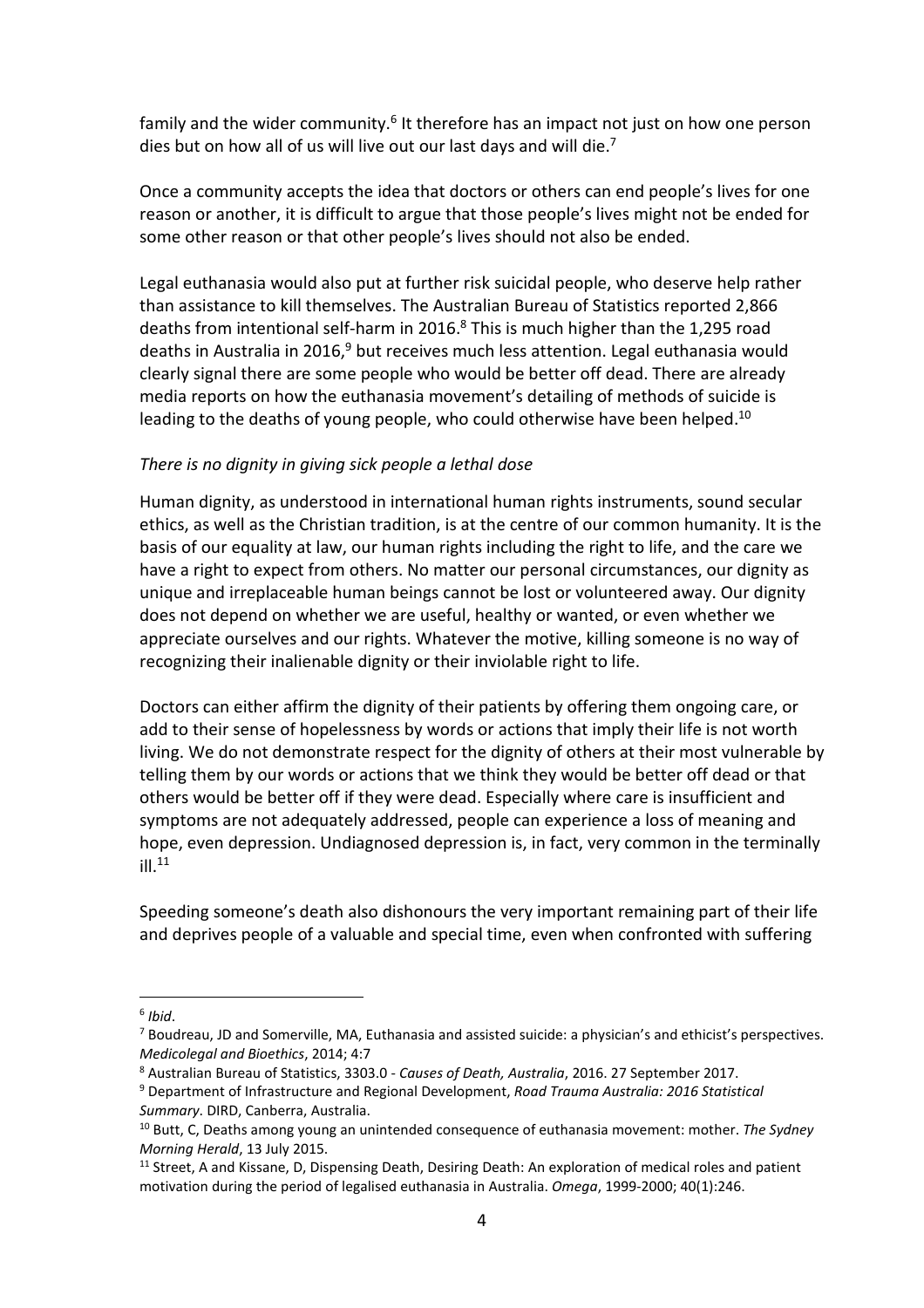family and the wider community.[6] It therefore has an impact not just on how one person dies but on how all of us will live out our last days and will die.[7]

Once a community accepts the idea that doctors or others can end people's lives for one reason or another, it is difficult to argue that those people's lives might not be ended for some other reason or that other people's lives should not also be ended.

Legal euthanasia would also put at further risk suicidal people, who deserve help rather than assistance to kill themselves. The Australian Bureau of Statistics reported 2,866 deaths from intentional self-harm in 2016.[8] This is much higher than the 1,295 road deaths in Australia in 2016,[9] but receives much less attention. Legal euthanasia would clearly signal there are some people who would be better off dead. There are already media reports on how the euthanasia movement's detailing of methods of suicide is leading to the deaths of young people, who could otherwise have been helped.[10]

*There is no dignity in giving sick people a lethal dose*

Human dignity, as understood in international human rights instruments, sound secular ethics, as well as the Christian tradition, is at the centre of our common humanity. It is the basis of our equality at law, our human rights including the right to life, and the care we have a right to expect from others. No matter our personal circumstances, our dignity as unique and irreplaceable human beings cannot be lost or volunteered away. Our dignity does not depend on whether we are useful, healthy or wanted, or even whether we appreciate ourselves and our rights. Whatever the motive, killing someone is no way of recognizing their inalienable dignity or their inviolable right to life.

Doctors can either affirm the dignity of their patients by offering them ongoing care, or add to their sense of hopelessness by words or actions that imply their life is not worth living. We do not demonstrate respect for the dignity of others at their most vulnerable by telling them by our words or actions that we think they would be better off dead or that others would be better off if they were dead. Especially where care is insufficient and symptoms are not adequately addressed, people can experience a loss of meaning and hope, even depression. Undiagnosed depression is, in fact, very common in the terminally ill.[11]

Speeding someone's death also dishonours the very important remaining part of their life and deprives people of a valuable and special time, even when confronted with suffering

---

[6] *Ibid*.

[7] Boudreau, JD and Somerville, MA, Euthanasia and assisted suicide: a physician's and ethicist's perspectives. *Medicolegal and Bioethics*, 2014; 4:7

[8] Australian Bureau of Statistics, 3303.0 - *Causes of Death, Australia*, 2016. 27 September 2017.

[9] Department of Infrastructure and Regional Development, *Road Trauma Australia: 2016 Statistical Summary*. DIRD, Canberra, Australia.

[10] Butt, C, Deaths among young an unintended consequence of euthanasia movement: mother. *The Sydney Morning Herald*, 13 July 2015.

[11] Street, A and Kissane, D, Dispensing Death, Desiring Death: An exploration of medical roles and patient motivation during the period of legalised euthanasia in Australia. *Omega*, 1999-2000; 40(1):246.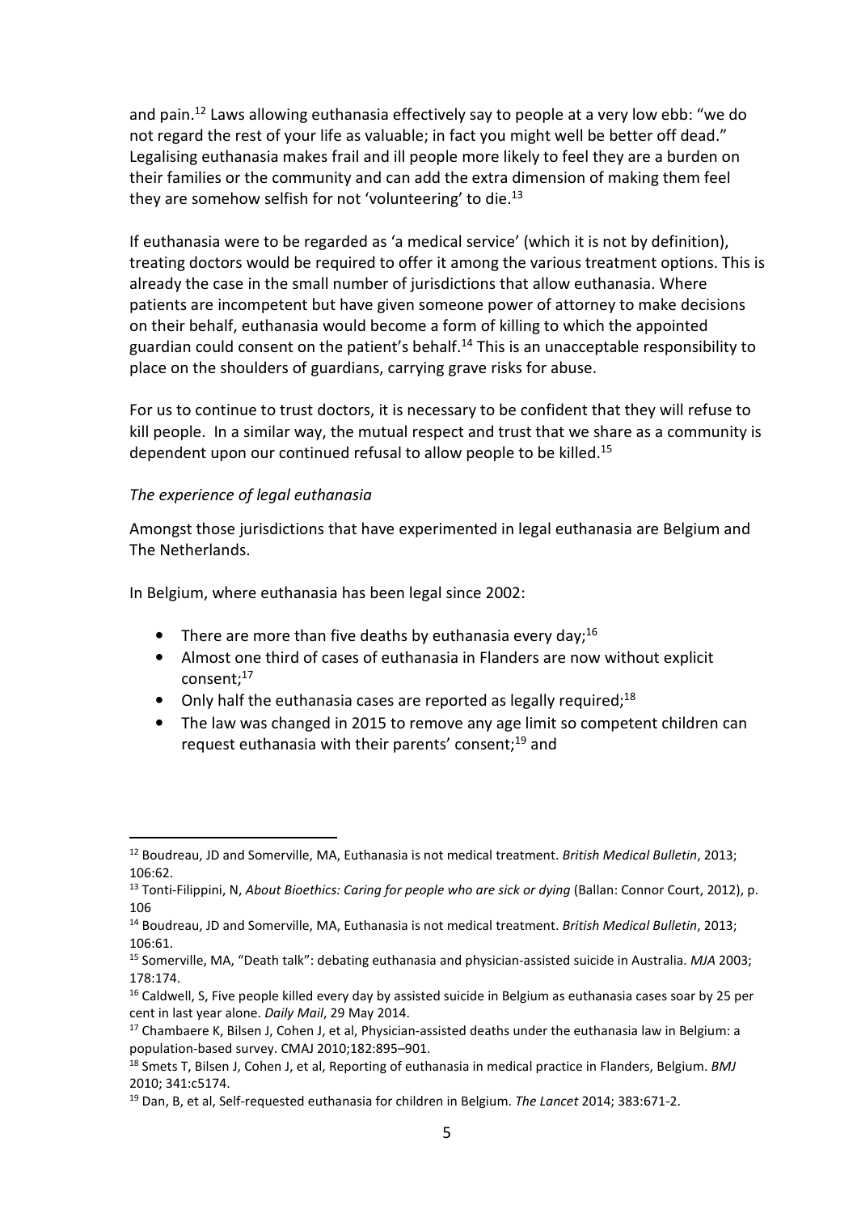and pain.[12] Laws allowing euthanasia effectively say to people at a very low ebb: "we do not regard the rest of your life as valuable; in fact you might well be better off dead." Legalising euthanasia makes frail and ill people more likely to feel they are a burden on their families or the community and can add the extra dimension of making them feel they are somehow selfish for not 'volunteering' to die.[13]

If euthanasia were to be regarded as 'a medical service' (which it is not by definition), treating doctors would be required to offer it among the various treatment options. This is already the case in the small number of jurisdictions that allow euthanasia. Where patients are incompetent but have given someone power of attorney to make decisions on their behalf, euthanasia would become a form of killing to which the appointed guardian could consent on the patient's behalf.[14] This is an unacceptable responsibility to place on the shoulders of guardians, carrying grave risks for abuse.

For us to continue to trust doctors, it is necessary to be confident that they will refuse to kill people. In a similar way, the mutual respect and trust that we share as a community is dependent upon our continued refusal to allow people to be killed.[15]

*The experience of legal euthanasia*

Amongst those jurisdictions that have experimented in legal euthanasia are Belgium and The Netherlands.

In Belgium, where euthanasia has been legal since 2002:

- There are more than five deaths by euthanasia every day;[16]
- Almost one third of cases of euthanasia in Flanders are now without explicit consent;[17]
- Only half the euthanasia cases are reported as legally required;[18]
- The law was changed in 2015 to remove any age limit so competent children can request euthanasia with their parents' consent;[19] and

---

[12] Boudreau, JD and Somerville, MA, Euthanasia is not medical treatment. *British Medical Bulletin*, 2013; 106:62.

[13] Tonti-Filippini, N, *About Bioethics: Caring for people who are sick or dying* (Ballan: Connor Court, 2012), p. 106

[14] Boudreau, JD and Somerville, MA, Euthanasia is not medical treatment. *British Medical Bulletin*, 2013; 106:61.

[15] Somerville, MA, "Death talk": debating euthanasia and physician-assisted suicide in Australia. *MJA* 2003; 178:174.

[16] Caldwell, S, Five people killed every day by assisted suicide in Belgium as euthanasia cases soar by 25 per cent in last year alone. *Daily Mail*, 29 May 2014.

[17] Chambaere K, Bilsen J, Cohen J, et al, Physician-assisted deaths under the euthanasia law in Belgium: a population-based survey. CMAJ 2010;182:895–901.

[18] Smets T, Bilsen J, Cohen J, et al, Reporting of euthanasia in medical practice in Flanders, Belgium. *BMJ* 2010; 341:c5174.

[19] Dan, B, et al, Self-requested euthanasia for children in Belgium. *The Lancet* 2014; 383:671-2.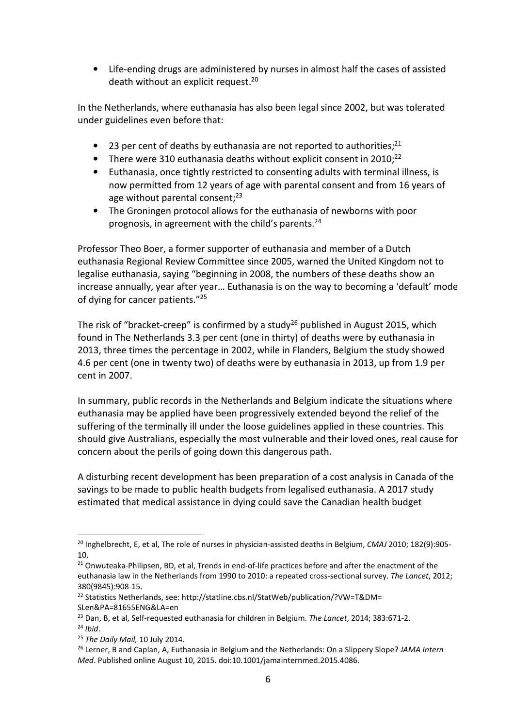- Life-ending drugs are administered by nurses in almost half the cases of assisted death without an explicit request.[20]

In the Netherlands, where euthanasia has also been legal since 2002, but was tolerated under guidelines even before that:

- 23 per cent of deaths by euthanasia are not reported to authorities;[21]
- There were 310 euthanasia deaths without explicit consent in 2010;[22]
- Euthanasia, once tightly restricted to consenting adults with terminal illness, is now permitted from 12 years of age with parental consent and from 16 years of age without parental consent;[23]
- The Groningen protocol allows for the euthanasia of newborns with poor prognosis, in agreement with the child's parents.[24]

Professor Theo Boer, a former supporter of euthanasia and member of a Dutch euthanasia Regional Review Committee since 2005, warned the United Kingdom not to legalise euthanasia, saying "beginning in 2008, the numbers of these deaths show an increase annually, year after year… Euthanasia is on the way to becoming a 'default' mode of dying for cancer patients."[25]

The risk of "bracket-creep" is confirmed by a study[26] published in August 2015, which found in The Netherlands 3.3 per cent (one in thirty) of deaths were by euthanasia in 2013, three times the percentage in 2002, while in Flanders, Belgium the study showed 4.6 per cent (one in twenty two) of deaths were by euthanasia in 2013, up from 1.9 per cent in 2007.

In summary, public records in the Netherlands and Belgium indicate the situations where euthanasia may be applied have been progressively extended beyond the relief of the suffering of the terminally ill under the loose guidelines applied in these countries. This should give Australians, especially the most vulnerable and their loved ones, real cause for concern about the perils of going down this dangerous path.

A disturbing recent development has been preparation of a cost analysis in Canada of the savings to be made to public health budgets from legalised euthanasia. A 2017 study estimated that medical assistance in dying could save the Canadian health budget

---

[20] Inghelbrecht, E, et al, The role of nurses in physician-assisted deaths in Belgium, *CMAJ* 2010; 182(9):905-10.

[21] Onwuteaka-Philipsen, BD, et al, Trends in end-of-life practices before and after the enactment of the euthanasia law in the Netherlands from 1990 to 2010: a repeated cross-sectional survey. *The Lancet*, 2012; 380(9845):908-15.

[22] Statistics Netherlands, see: http://statline.cbs.nl/StatWeb/publication/?VW=T&DM=SLen&PA=81655ENG&LA=en

[23] Dan, B, et al, Self-requested euthanasia for children in Belgium. *The Lancet*, 2014; 383:671-2.

[24] *Ibid*.

[25] *The Daily Mail,* 10 July 2014.

[26] Lerner, B and Caplan, A, Euthanasia in Belgium and the Netherlands: On a Slippery Slope? *JAMA Intern Med*. Published online August 10, 2015. doi:10.1001/jamainternmed.2015.4086.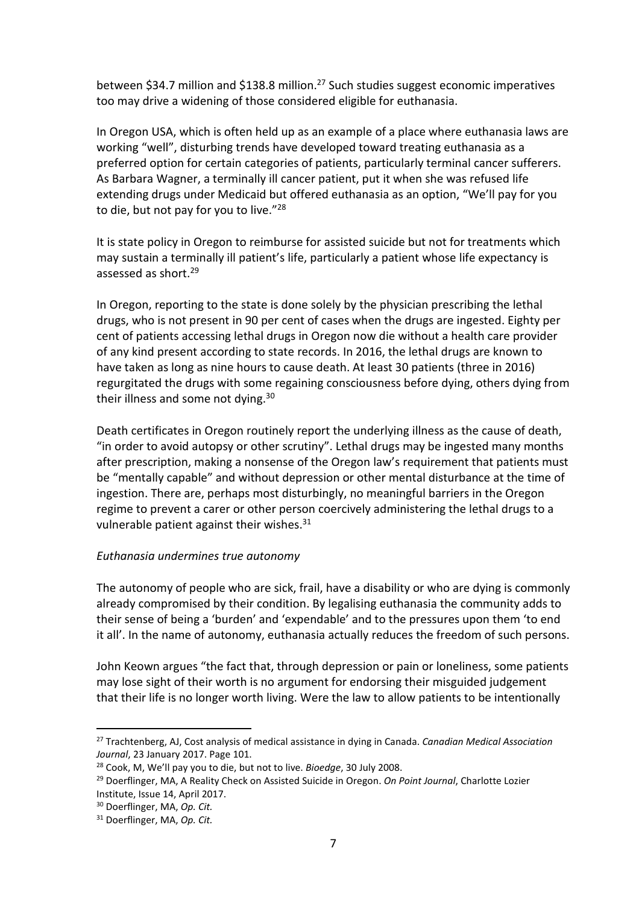between \$34.7 million and \$138.8 million.[27] Such studies suggest economic imperatives too may drive a widening of those considered eligible for euthanasia.

In Oregon USA, which is often held up as an example of a place where euthanasia laws are working "well", disturbing trends have developed toward treating euthanasia as a preferred option for certain categories of patients, particularly terminal cancer sufferers. As Barbara Wagner, a terminally ill cancer patient, put it when she was refused life extending drugs under Medicaid but offered euthanasia as an option, "We'll pay for you to die, but not pay for you to live."[28]

It is state policy in Oregon to reimburse for assisted suicide but not for treatments which may sustain a terminally ill patient's life, particularly a patient whose life expectancy is assessed as short.[29]

In Oregon, reporting to the state is done solely by the physician prescribing the lethal drugs, who is not present in 90 per cent of cases when the drugs are ingested. Eighty per cent of patients accessing lethal drugs in Oregon now die without a health care provider of any kind present according to state records. In 2016, the lethal drugs are known to have taken as long as nine hours to cause death. At least 30 patients (three in 2016) regurgitated the drugs with some regaining consciousness before dying, others dying from their illness and some not dying.[30]

Death certificates in Oregon routinely report the underlying illness as the cause of death, "in order to avoid autopsy or other scrutiny". Lethal drugs may be ingested many months after prescription, making a nonsense of the Oregon law's requirement that patients must be "mentally capable" and without depression or other mental disturbance at the time of ingestion. There are, perhaps most disturbingly, no meaningful barriers in the Oregon regime to prevent a carer or other person coercively administering the lethal drugs to a vulnerable patient against their wishes.[31]

*Euthanasia undermines true autonomy*

The autonomy of people who are sick, frail, have a disability or who are dying is commonly already compromised by their condition. By legalising euthanasia the community adds to their sense of being a 'burden' and 'expendable' and to the pressures upon them 'to end it all'. In the name of autonomy, euthanasia actually reduces the freedom of such persons.

John Keown argues "the fact that, through depression or pain or loneliness, some patients may lose sight of their worth is no argument for endorsing their misguided judgement that their life is no longer worth living. Were the law to allow patients to be intentionally

---

[27] Trachtenberg, AJ, Cost analysis of medical assistance in dying in Canada. *Canadian Medical Association Journal*, 23 January 2017. Page 101.

[28] Cook, M, We'll pay you to die, but not to live. *Bioedge*, 30 July 2008.

[29] Doerflinger, MA, A Reality Check on Assisted Suicide in Oregon. *On Point Journal*, Charlotte Lozier Institute, Issue 14, April 2017.

[30] Doerflinger, MA, *Op. Cit.*

[31] Doerflinger, MA, *Op. Cit.*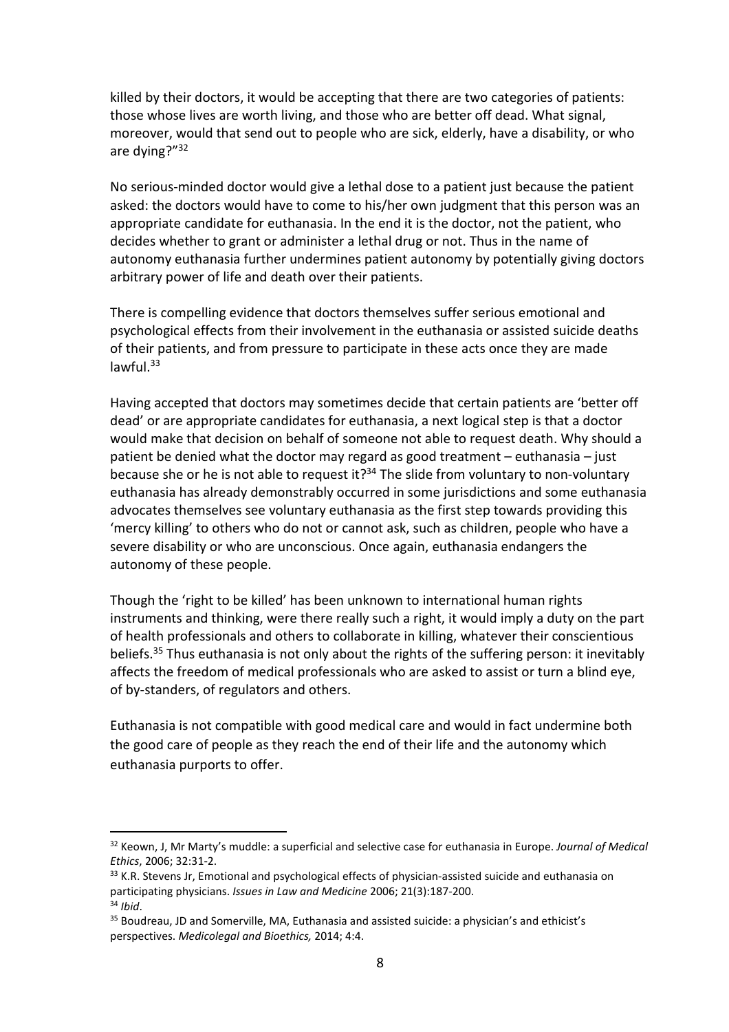killed by their doctors, it would be accepting that there are two categories of patients: those whose lives are worth living, and those who are better off dead. What signal, moreover, would that send out to people who are sick, elderly, have a disability, or who are dying?"[32]

No serious-minded doctor would give a lethal dose to a patient just because the patient asked: the doctors would have to come to his/her own judgment that this person was an appropriate candidate for euthanasia. In the end it is the doctor, not the patient, who decides whether to grant or administer a lethal drug or not. Thus in the name of autonomy euthanasia further undermines patient autonomy by potentially giving doctors arbitrary power of life and death over their patients.

There is compelling evidence that doctors themselves suffer serious emotional and psychological effects from their involvement in the euthanasia or assisted suicide deaths of their patients, and from pressure to participate in these acts once they are made lawful.[33]

Having accepted that doctors may sometimes decide that certain patients are 'better off dead' or are appropriate candidates for euthanasia, a next logical step is that a doctor would make that decision on behalf of someone not able to request death. Why should a patient be denied what the doctor may regard as good treatment – euthanasia – just because she or he is not able to request it?[34] The slide from voluntary to non-voluntary euthanasia has already demonstrably occurred in some jurisdictions and some euthanasia advocates themselves see voluntary euthanasia as the first step towards providing this 'mercy killing' to others who do not or cannot ask, such as children, people who have a severe disability or who are unconscious. Once again, euthanasia endangers the autonomy of these people.

Though the 'right to be killed' has been unknown to international human rights instruments and thinking, were there really such a right, it would imply a duty on the part of health professionals and others to collaborate in killing, whatever their conscientious beliefs.[35] Thus euthanasia is not only about the rights of the suffering person: it inevitably affects the freedom of medical professionals who are asked to assist or turn a blind eye, of by-standers, of regulators and others.

Euthanasia is not compatible with good medical care and would in fact undermine both the good care of people as they reach the end of their life and the autonomy which euthanasia purports to offer.

---

[32] Keown, J, Mr Marty's muddle: a superficial and selective case for euthanasia in Europe. *Journal of Medical Ethics*, 2006; 32:31-2.

[33] K.R. Stevens Jr, Emotional and psychological effects of physician-assisted suicide and euthanasia on participating physicians. *Issues in Law and Medicine* 2006; 21(3):187-200.

[34] *Ibid*.

[35] Boudreau, JD and Somerville, MA, Euthanasia and assisted suicide: a physician's and ethicist's perspectives. *Medicolegal and Bioethics,* 2014; 4:4.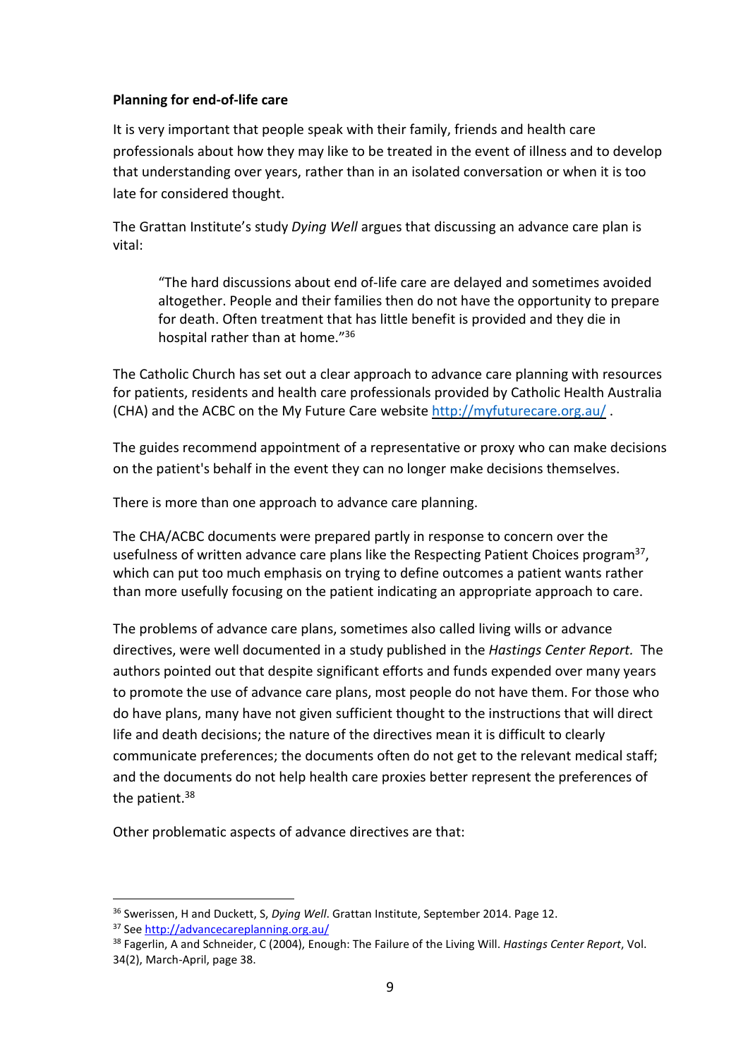**Planning for end-of-life care**

It is very important that people speak with their family, friends and health care professionals about how they may like to be treated in the event of illness and to develop that understanding over years, rather than in an isolated conversation or when it is too late for considered thought.

The Grattan Institute's study *Dying Well* argues that discussing an advance care plan is vital:

> "The hard discussions about end of-life care are delayed and sometimes avoided altogether. People and their families then do not have the opportunity to prepare for death. Often treatment that has little benefit is provided and they die in hospital rather than at home."[36]

The Catholic Church has set out a clear approach to advance care planning with resources for patients, residents and health care professionals provided by Catholic Health Australia (CHA) and the ACBC on the My Future Care website http://myfuturecare.org.au/ .

The guides recommend appointment of a representative or proxy who can make decisions on the patient's behalf in the event they can no longer make decisions themselves.

There is more than one approach to advance care planning.

The CHA/ACBC documents were prepared partly in response to concern over the usefulness of written advance care plans like the Respecting Patient Choices program[37], which can put too much emphasis on trying to define outcomes a patient wants rather than more usefully focusing on the patient indicating an appropriate approach to care.

The problems of advance care plans, sometimes also called living wills or advance directives, were well documented in a study published in the *Hastings Center Report.* The authors pointed out that despite significant efforts and funds expended over many years to promote the use of advance care plans, most people do not have them. For those who do have plans, many have not given sufficient thought to the instructions that will direct life and death decisions; the nature of the directives mean it is difficult to clearly communicate preferences; the documents often do not get to the relevant medical staff; and the documents do not help health care proxies better represent the preferences of the patient.[38]

Other problematic aspects of advance directives are that:

---

[36] Swerissen, H and Duckett, S, *Dying Well*. Grattan Institute, September 2014. Page 12.

[37] See http://advancecareplanning.org.au/

[38] Fagerlin, A and Schneider, C (2004), Enough: The Failure of the Living Will. *Hastings Center Report*, Vol. 34(2), March-April, page 38.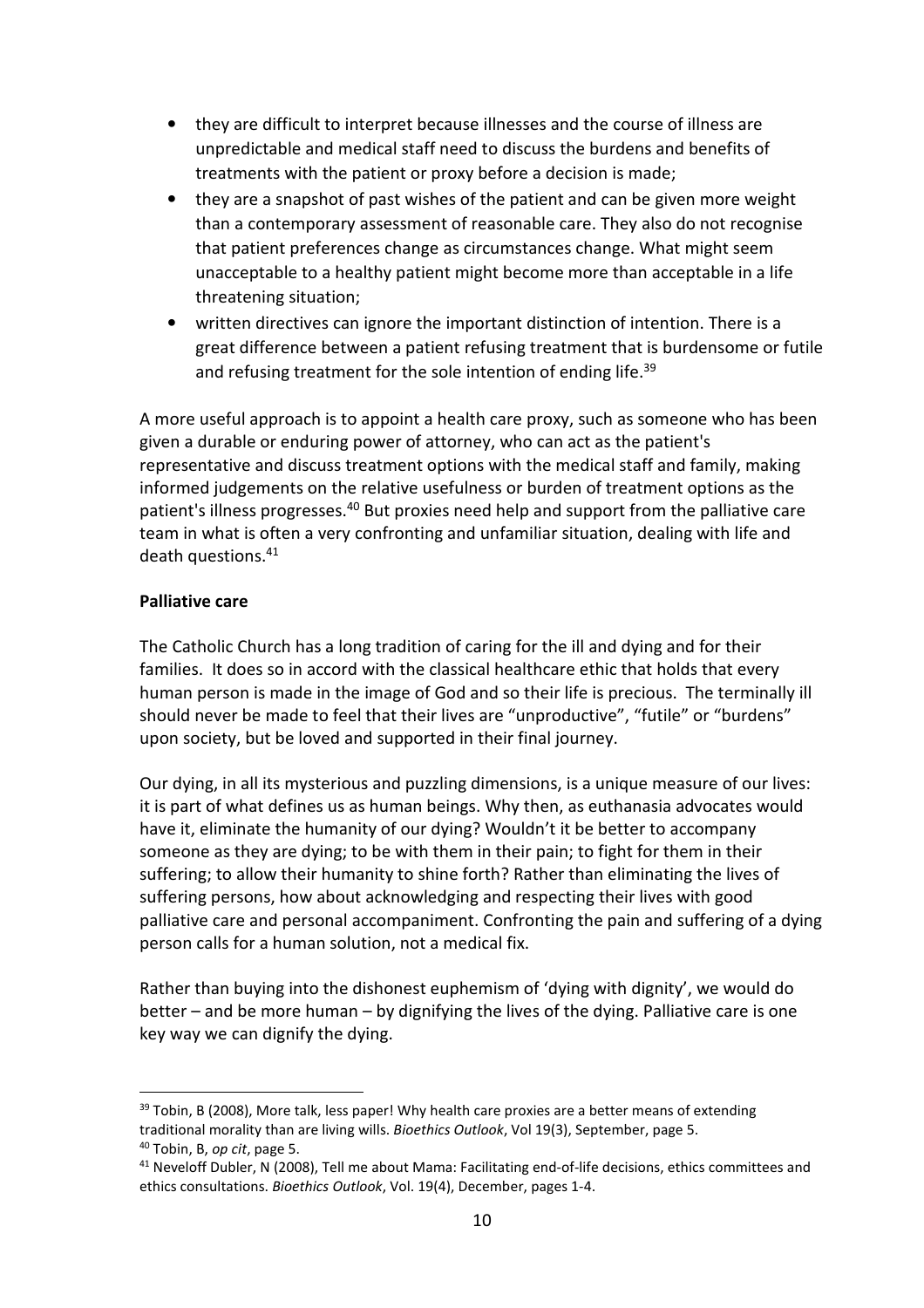- they are difficult to interpret because illnesses and the course of illness are unpredictable and medical staff need to discuss the burdens and benefits of treatments with the patient or proxy before a decision is made;
- they are a snapshot of past wishes of the patient and can be given more weight than a contemporary assessment of reasonable care. They also do not recognise that patient preferences change as circumstances change. What might seem unacceptable to a healthy patient might become more than acceptable in a life threatening situation;
- written directives can ignore the important distinction of intention. There is a great difference between a patient refusing treatment that is burdensome or futile and refusing treatment for the sole intention of ending life.[39]

A more useful approach is to appoint a health care proxy, such as someone who has been given a durable or enduring power of attorney, who can act as the patient's representative and discuss treatment options with the medical staff and family, making informed judgements on the relative usefulness or burden of treatment options as the patient's illness progresses.[40] But proxies need help and support from the palliative care team in what is often a very confronting and unfamiliar situation, dealing with life and death questions.[41]

**Palliative care**

The Catholic Church has a long tradition of caring for the ill and dying and for their families. It does so in accord with the classical healthcare ethic that holds that every human person is made in the image of God and so their life is precious. The terminally ill should never be made to feel that their lives are "unproductive", "futile" or "burdens" upon society, but be loved and supported in their final journey.

Our dying, in all its mysterious and puzzling dimensions, is a unique measure of our lives: it is part of what defines us as human beings. Why then, as euthanasia advocates would have it, eliminate the humanity of our dying? Wouldn't it be better to accompany someone as they are dying; to be with them in their pain; to fight for them in their suffering; to allow their humanity to shine forth? Rather than eliminating the lives of suffering persons, how about acknowledging and respecting their lives with good palliative care and personal accompaniment. Confronting the pain and suffering of a dying person calls for a human solution, not a medical fix.

Rather than buying into the dishonest euphemism of 'dying with dignity', we would do better – and be more human – by dignifying the lives of the dying. Palliative care is one key way we can dignify the dying.

---

[39] Tobin, B (2008), More talk, less paper! Why health care proxies are a better means of extending traditional morality than are living wills. *Bioethics Outlook*, Vol 19(3), September, page 5.

[40] Tobin, B, *op cit*, page 5.

[41] Neveloff Dubler, N (2008), Tell me about Mama: Facilitating end-of-life decisions, ethics committees and ethics consultations. *Bioethics Outlook*, Vol. 19(4), December, pages 1-4.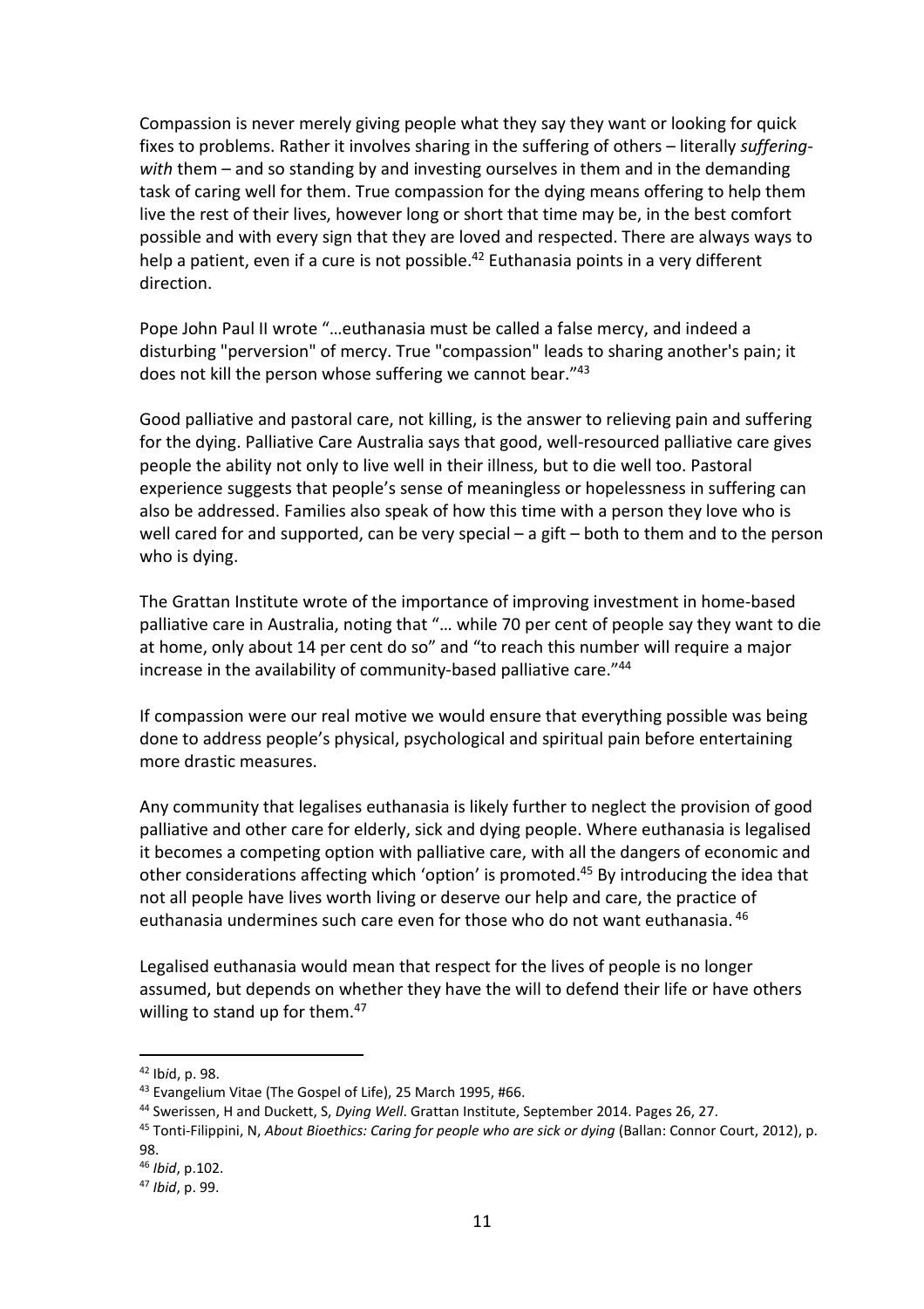Compassion is never merely giving people what they say they want or looking for quick fixes to problems. Rather it involves sharing in the suffering of others – literally *suffering-with* them – and so standing by and investing ourselves in them and in the demanding task of caring well for them. True compassion for the dying means offering to help them live the rest of their lives, however long or short that time may be, in the best comfort possible and with every sign that they are loved and respected. There are always ways to help a patient, even if a cure is not possible.[42] Euthanasia points in a very different direction.

Pope John Paul II wrote "…euthanasia must be called a false mercy, and indeed a disturbing "perversion" of mercy. True "compassion" leads to sharing another's pain; it does not kill the person whose suffering we cannot bear."[43]

Good palliative and pastoral care, not killing, is the answer to relieving pain and suffering for the dying. Palliative Care Australia says that good, well-resourced palliative care gives people the ability not only to live well in their illness, but to die well too. Pastoral experience suggests that people's sense of meaningless or hopelessness in suffering can also be addressed. Families also speak of how this time with a person they love who is well cared for and supported, can be very special – a gift – both to them and to the person who is dying.

The Grattan Institute wrote of the importance of improving investment in home-based palliative care in Australia, noting that "… while 70 per cent of people say they want to die at home, only about 14 per cent do so" and "to reach this number will require a major increase in the availability of community-based palliative care."[44]

If compassion were our real motive we would ensure that everything possible was being done to address people's physical, psychological and spiritual pain before entertaining more drastic measures.

Any community that legalises euthanasia is likely further to neglect the provision of good palliative and other care for elderly, sick and dying people. Where euthanasia is legalised it becomes a competing option with palliative care, with all the dangers of economic and other considerations affecting which 'option' is promoted.[45] By introducing the idea that not all people have lives worth living or deserve our help and care, the practice of euthanasia undermines such care even for those who do not want euthanasia.[46]

Legalised euthanasia would mean that respect for the lives of people is no longer assumed, but depends on whether they have the will to defend their life or have others willing to stand up for them.[47]

---

[42] Ib*id*, p. 98.

[43] Evangelium Vitae (The Gospel of Life), 25 March 1995, #66.

[44] Swerissen, H and Duckett, S, *Dying Well*. Grattan Institute, September 2014. Pages 26, 27.

[45] Tonti-Filippini, N, *About Bioethics: Caring for people who are sick or dying* (Ballan: Connor Court, 2012), p. 98.

[46] *Ibid*, p.102.

[47] *Ibid*, p. 99.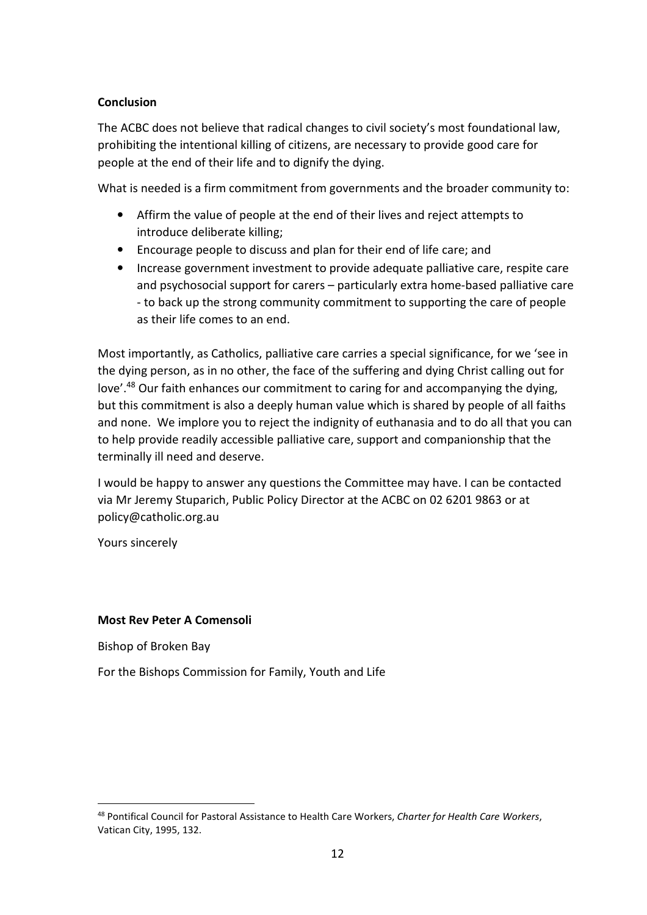**Conclusion**

The ACBC does not believe that radical changes to civil society's most foundational law, prohibiting the intentional killing of citizens, are necessary to provide good care for people at the end of their life and to dignify the dying.

What is needed is a firm commitment from governments and the broader community to:

- Affirm the value of people at the end of their lives and reject attempts to introduce deliberate killing;
- Encourage people to discuss and plan for their end of life care; and
- Increase government investment to provide adequate palliative care, respite care and psychosocial support for carers – particularly extra home-based palliative care - to back up the strong community commitment to supporting the care of people as their life comes to an end.

Most importantly, as Catholics, palliative care carries a special significance, for we 'see in the dying person, as in no other, the face of the suffering and dying Christ calling out for love'.[48] Our faith enhances our commitment to caring for and accompanying the dying, but this commitment is also a deeply human value which is shared by people of all faiths and none. We implore you to reject the indignity of euthanasia and to do all that you can to help provide readily accessible palliative care, support and companionship that the terminally ill need and deserve.

I would be happy to answer any questions the Committee may have. I can be contacted via Mr Jeremy Stuparich, Public Policy Director at the ACBC on 02 6201 9863 or at policy@catholic.org.au

Yours sincerely

**Most Rev Peter A Comensoli**

Bishop of Broken Bay

For the Bishops Commission for Family, Youth and Life

[48] Pontifical Council for Pastoral Assistance to Health Care Workers, *Charter for Health Care Workers*, Vatican City, 1995, 132.